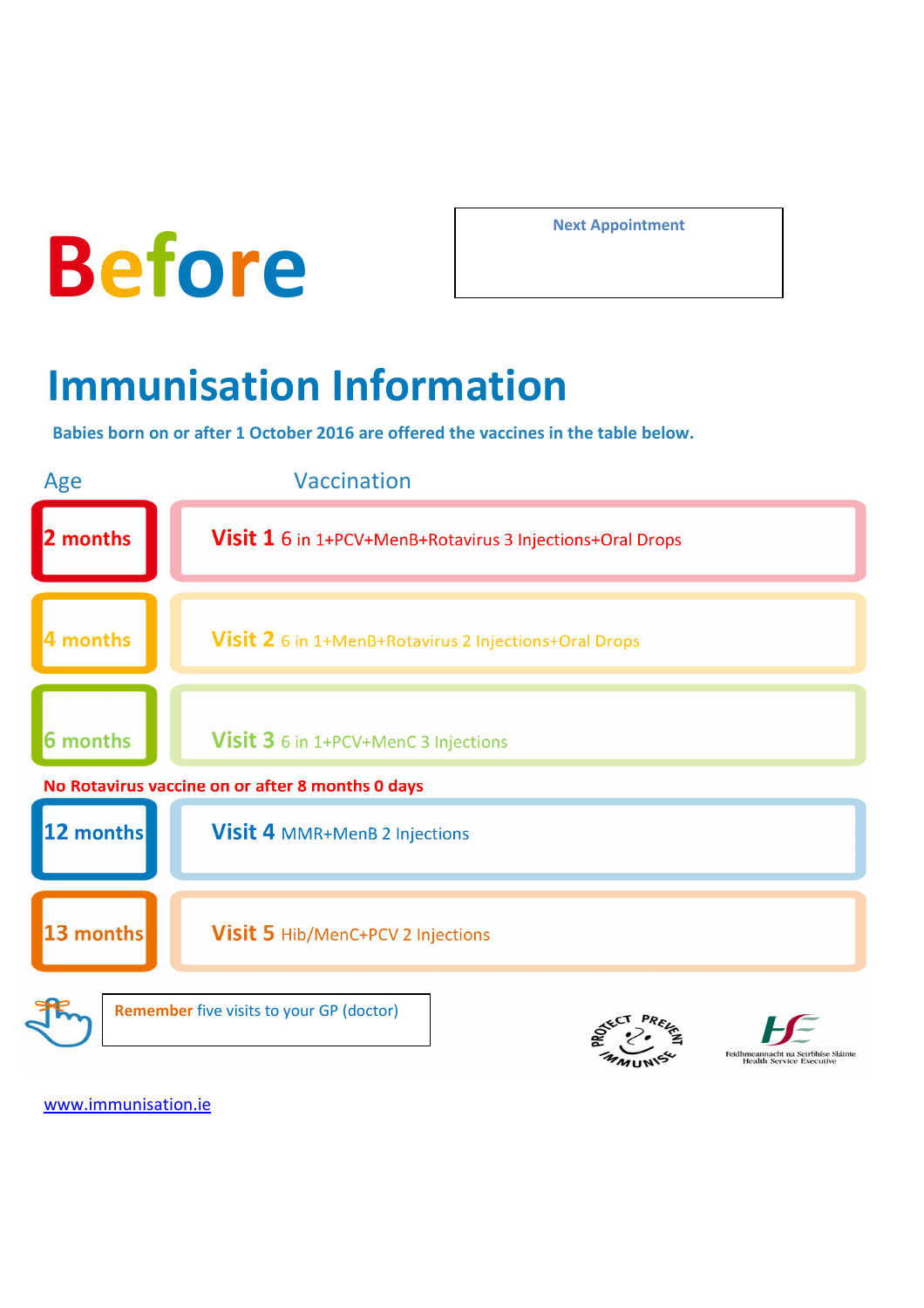# Before

**Next Appointment**

# Immunisation Information

**Babies born on or after 1 October 2016 are offered the vaccines in the table below.**

| Age | Vaccination |
|---|---|
| **2 months** | **Visit 1** 6 in 1+PCV+MenB+Rotavirus 3 Injections+Oral Drops |
| **4 months** | **Visit 2** 6 in 1+MenB+Rotavirus 2 Injections+Oral Drops |
| **6 months** | **Visit 3** 6 in 1+PCV+MenC 3 Injections |

**No Rotavirus vaccine on or after 8 months 0 days**

| Age | Vaccination |
|---|---|
| **12 months** | **Visit 4** MMR+MenB 2 Injections |
| **13 months** | **Visit 5** Hib/MenC+PCV 2 Injections |

**Remember** five visits to your GP (doctor)

PROTECT PREVENT IMMUNISE

Feidhmeannacht na Seirbhíse Sláinte
Health Service Executive

www.immunisation.ie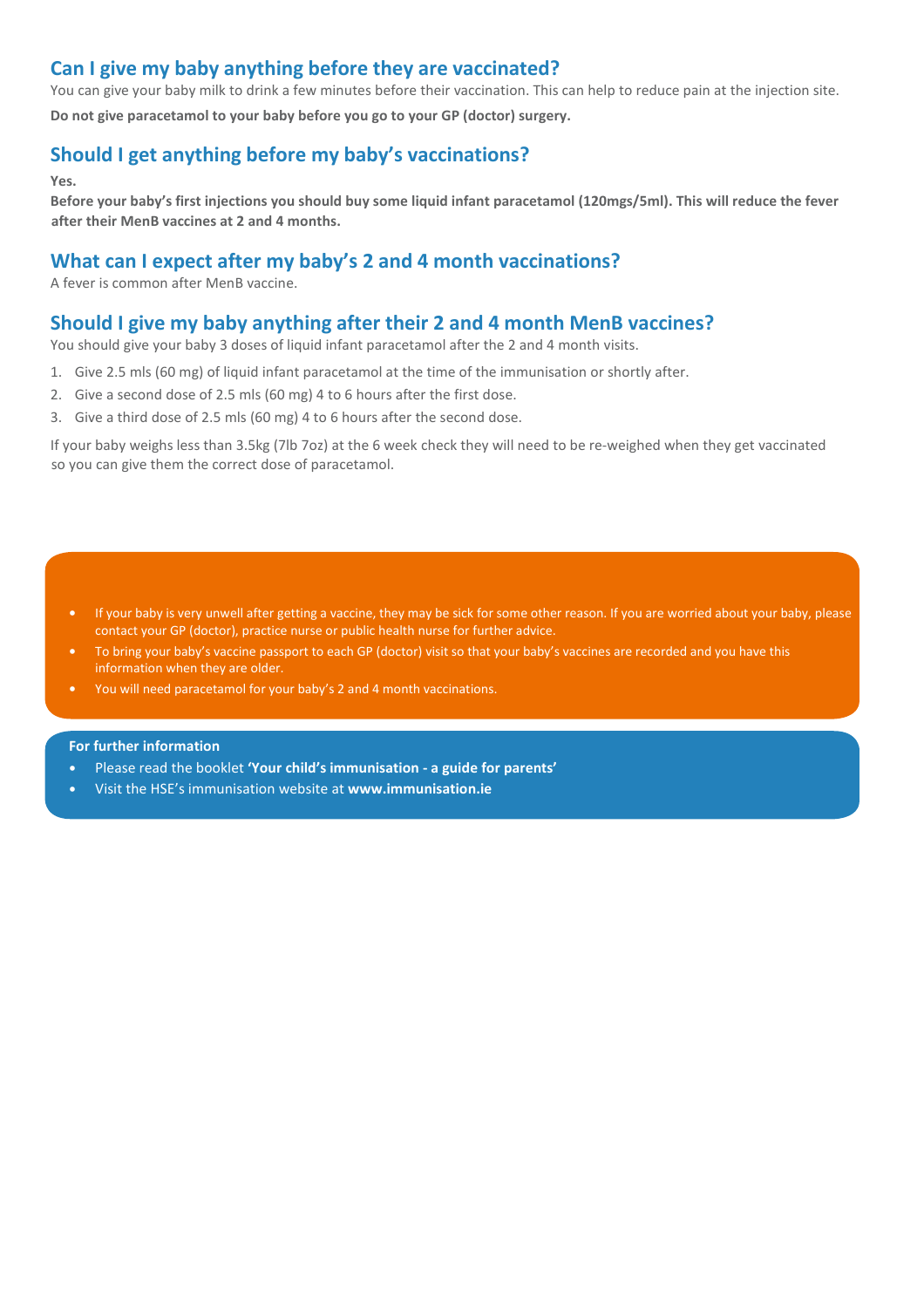## Can I give my baby anything before they are vaccinated?

You can give your baby milk to drink a few minutes before their vaccination. This can help to reduce pain at the injection site.

**Do not give paracetamol to your baby before you go to your GP (doctor) surgery.**

## Should I get anything before my baby's vaccinations?

**Yes.**

**Before your baby's first injections you should buy some liquid infant paracetamol (120mgs/5ml). This will reduce the fever after their MenB vaccines at 2 and 4 months.**

## What can I expect after my baby's 2 and 4 month vaccinations?

A fever is common after MenB vaccine.

## Should I give my baby anything after their 2 and 4 month MenB vaccines?

You should give your baby 3 doses of liquid infant paracetamol after the 2 and 4 month visits.

1. Give 2.5 mls (60 mg) of liquid infant paracetamol at the time of the immunisation or shortly after.
2. Give a second dose of 2.5 mls (60 mg) 4 to 6 hours after the first dose.
3. Give a third dose of 2.5 mls (60 mg) 4 to 6 hours after the second dose.

If your baby weighs less than 3.5kg (7lb 7oz) at the 6 week check they will need to be re-weighed when they get vaccinated so you can give them the correct dose of paracetamol.

- If your baby is very unwell after getting a vaccine, they may be sick for some other reason. If you are worried about your baby, please contact your GP (doctor), practice nurse or public health nurse for further advice.
- To bring your baby's vaccine passport to each GP (doctor) visit so that your baby's vaccines are recorded and you have this information when they are older.
- You will need paracetamol for your baby's 2 and 4 month vaccinations.

**For further information**

- Please read the booklet **'Your child's immunisation - a guide for parents'**
- Visit the HSE's immunisation website at **www.immunisation.ie**